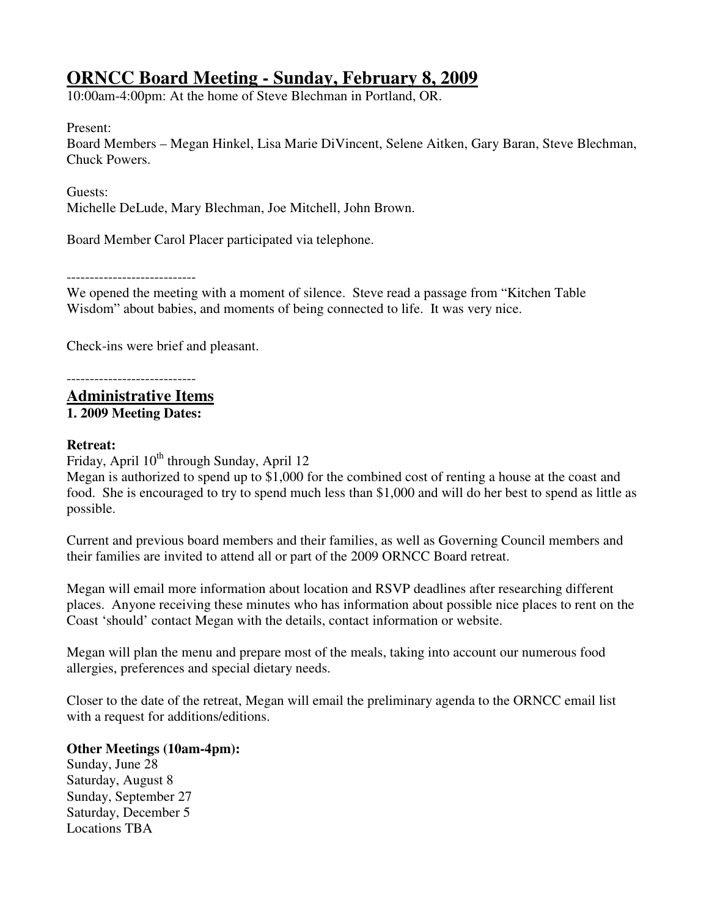# ORNCC Board Meeting - Sunday, February 8, 2009

10:00am-4:00pm: At the home of Steve Blechman in Portland, OR.

Present:
Board Members – Megan Hinkel, Lisa Marie DiVincent, Selene Aitken, Gary Baran, Steve Blechman, Chuck Powers.

Guests:
Michelle DeLude, Mary Blechman, Joe Mitchell, John Brown.

Board Member Carol Placer participated via telephone.

----------------------------

We opened the meeting with a moment of silence. Steve read a passage from "Kitchen Table Wisdom" about babies, and moments of being connected to life. It was very nice.

Check-ins were brief and pleasant.

----------------------------

## Administrative Items

**1. 2009 Meeting Dates:**

**Retreat:**

Friday, April 10th through Sunday, April 12
Megan is authorized to spend up to $1,000 for the combined cost of renting a house at the coast and food. She is encouraged to try to spend much less than $1,000 and will do her best to spend as little as possible.

Current and previous board members and their families, as well as Governing Council members and their families are invited to attend all or part of the 2009 ORNCC Board retreat.

Megan will email more information about location and RSVP deadlines after researching different places. Anyone receiving these minutes who has information about possible nice places to rent on the Coast 'should' contact Megan with the details, contact information or website.

Megan will plan the menu and prepare most of the meals, taking into account our numerous food allergies, preferences and special dietary needs.

Closer to the date of the retreat, Megan will email the preliminary agenda to the ORNCC email list with a request for additions/editions.

**Other Meetings (10am-4pm):**

Sunday, June 28
Saturday, August 8
Sunday, September 27
Saturday, December 5
Locations TBA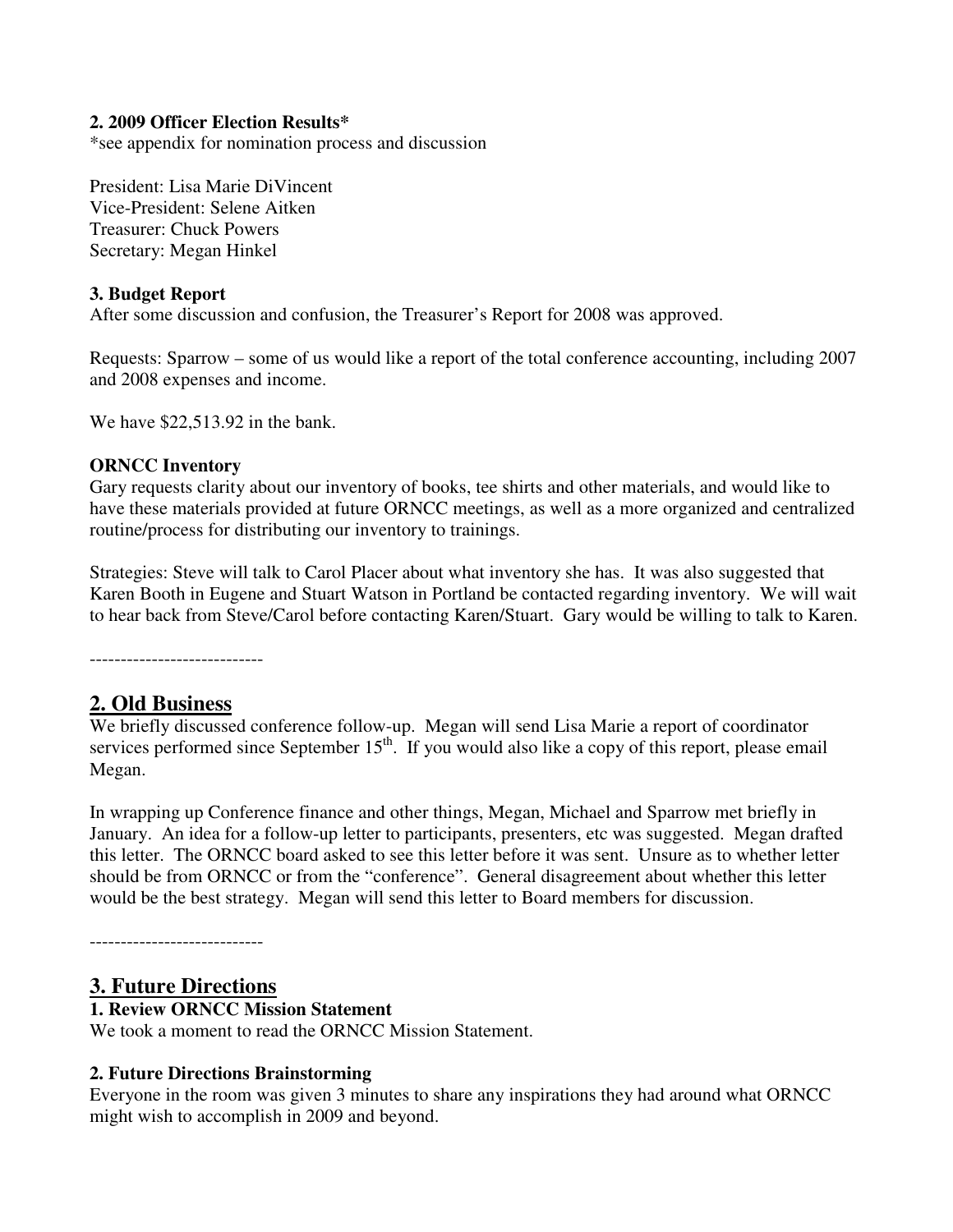**2. 2009 Officer Election Results***

*see appendix for nomination process and discussion

President: Lisa Marie DiVincent
Vice-President: Selene Aitken
Treasurer: Chuck Powers
Secretary: Megan Hinkel

**3. Budget Report**

After some discussion and confusion, the Treasurer's Report for 2008 was approved.

Requests: Sparrow – some of us would like a report of the total conference accounting, including 2007 and 2008 expenses and income.

We have $22,513.92 in the bank.

**ORNCC Inventory**

Gary requests clarity about our inventory of books, tee shirts and other materials, and would like to have these materials provided at future ORNCC meetings, as well as a more organized and centralized routine/process for distributing our inventory to trainings.

Strategies: Steve will talk to Carol Placer about what inventory she has. It was also suggested that Karen Booth in Eugene and Stuart Watson in Portland be contacted regarding inventory. We will wait to hear back from Steve/Carol before contacting Karen/Stuart. Gary would be willing to talk to Karen.

----------------------------

## 2. Old Business

We briefly discussed conference follow-up. Megan will send Lisa Marie a report of coordinator services performed since September 15th. If you would also like a copy of this report, please email Megan.

In wrapping up Conference finance and other things, Megan, Michael and Sparrow met briefly in January. An idea for a follow-up letter to participants, presenters, etc was suggested. Megan drafted this letter. The ORNCC board asked to see this letter before it was sent. Unsure as to whether letter should be from ORNCC or from the "conference". General disagreement about whether this letter would be the best strategy. Megan will send this letter to Board members for discussion.

----------------------------

## 3. Future Directions

**1. Review ORNCC Mission Statement**

We took a moment to read the ORNCC Mission Statement.

**2. Future Directions Brainstorming**

Everyone in the room was given 3 minutes to share any inspirations they had around what ORNCC might wish to accomplish in 2009 and beyond.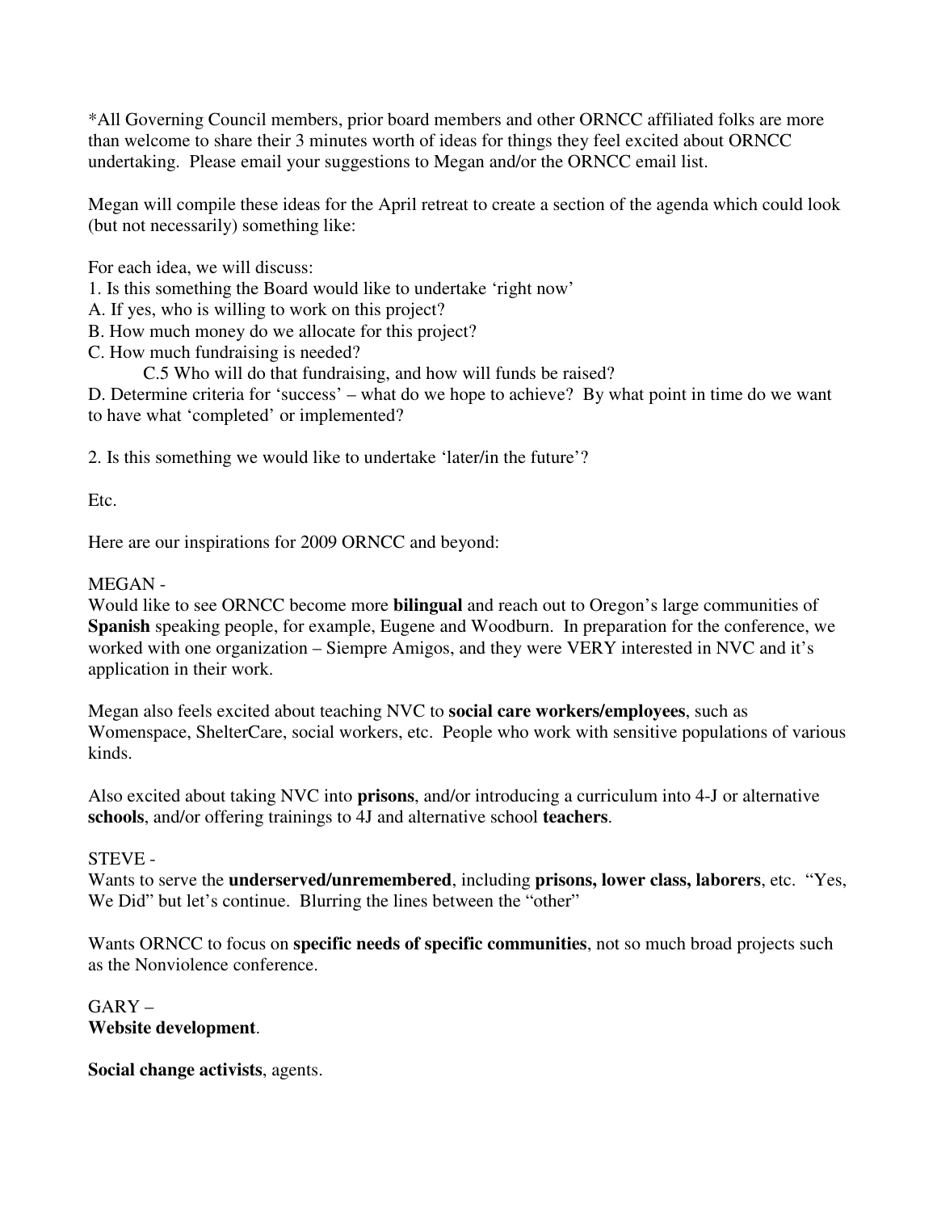*All Governing Council members, prior board members and other ORNCC affiliated folks are more than welcome to share their 3 minutes worth of ideas for things they feel excited about ORNCC undertaking. Please email your suggestions to Megan and/or the ORNCC email list.

Megan will compile these ideas for the April retreat to create a section of the agenda which could look (but not necessarily) something like:

For each idea, we will discuss:
1. Is this something the Board would like to undertake 'right now'
A. If yes, who is willing to work on this project?
B. How much money do we allocate for this project?
C. How much fundraising is needed?
   C.5 Who will do that fundraising, and how will funds be raised?
D. Determine criteria for 'success' – what do we hope to achieve? By what point in time do we want to have what 'completed' or implemented?

2. Is this something we would like to undertake 'later/in the future'?

Etc.

Here are our inspirations for 2009 ORNCC and beyond:

MEGAN -
Would like to see ORNCC become more **bilingual** and reach out to Oregon's large communities of **Spanish** speaking people, for example, Eugene and Woodburn. In preparation for the conference, we worked with one organization – Siempre Amigos, and they were VERY interested in NVC and it's application in their work.

Megan also feels excited about teaching NVC to **social care workers/employees**, such as Womenspace, ShelterCare, social workers, etc. People who work with sensitive populations of various kinds.

Also excited about taking NVC into **prisons**, and/or introducing a curriculum into 4-J or alternative **schools**, and/or offering trainings to 4J and alternative school **teachers**.

STEVE -
Wants to serve the **underserved/unremembered**, including **prisons, lower class, laborers**, etc. "Yes, We Did" but let's continue. Blurring the lines between the "other"

Wants ORNCC to focus on **specific needs of specific communities**, not so much broad projects such as the Nonviolence conference.

GARY –
**Website development**.

**Social change activists**, agents.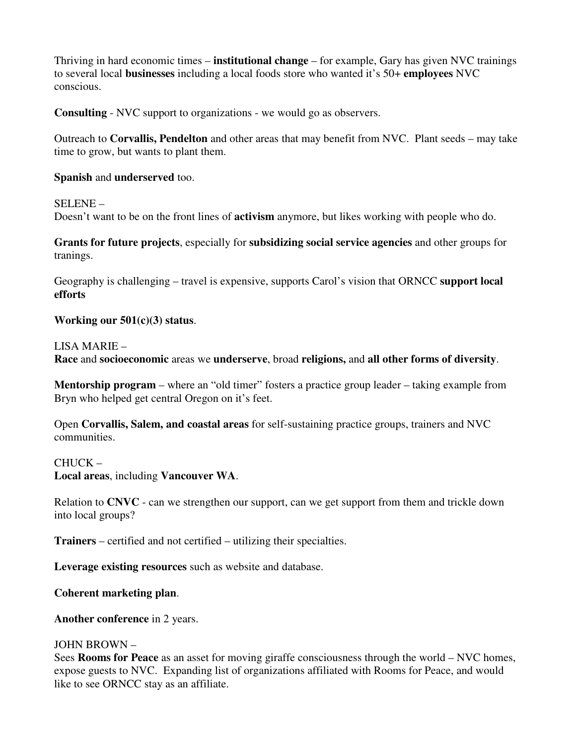Thriving in hard economic times – **institutional change** – for example, Gary has given NVC trainings to several local **businesses** including a local foods store who wanted it's 50+ **employees** NVC conscious.

**Consulting** - NVC support to organizations - we would go as observers.

Outreach to **Corvallis, Pendelton** and other areas that may benefit from NVC. Plant seeds – may take time to grow, but wants to plant them.

**Spanish** and **underserved** too.

SELENE –
Doesn't want to be on the front lines of **activism** anymore, but likes working with people who do.

**Grants for future projects**, especially for **subsidizing social service agencies** and other groups for tranings.

Geography is challenging – travel is expensive, supports Carol's vision that ORNCC **support local efforts**

**Working our 501(c)(3) status**.

LISA MARIE –
**Race** and **socioeconomic** areas we **underserve**, broad **religions,** and **all other forms of diversity**.

**Mentorship program** – where an "old timer" fosters a practice group leader – taking example from Bryn who helped get central Oregon on it's feet.

Open **Corvallis, Salem, and coastal areas** for self-sustaining practice groups, trainers and NVC communities.

CHUCK –
**Local areas**, including **Vancouver WA**.

Relation to **CNVC** - can we strengthen our support, can we get support from them and trickle down into local groups?

**Trainers** – certified and not certified – utilizing their specialties.

**Leverage existing resources** such as website and database.

**Coherent marketing plan**.

**Another conference** in 2 years.

JOHN BROWN –
Sees **Rooms for Peace** as an asset for moving giraffe consciousness through the world – NVC homes, expose guests to NVC. Expanding list of organizations affiliated with Rooms for Peace, and would like to see ORNCC stay as an affiliate.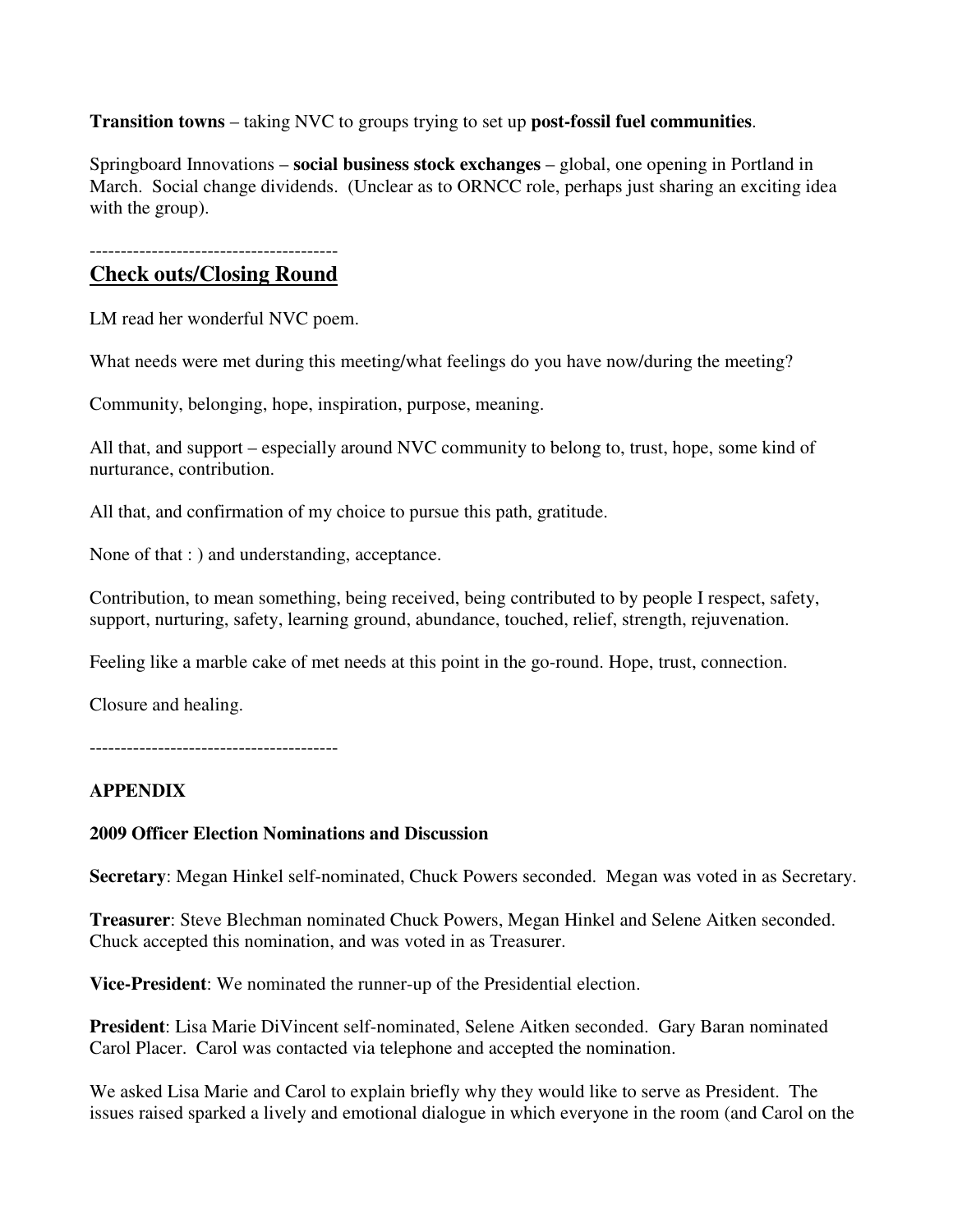**Transition towns** – taking NVC to groups trying to set up **post-fossil fuel communities**.

Springboard Innovations – **social business stock exchanges** – global, one opening in Portland in March. Social change dividends. (Unclear as to ORNCC role, perhaps just sharing an exciting idea with the group).

----------------------------------------

## Check outs/Closing Round

LM read her wonderful NVC poem.

What needs were met during this meeting/what feelings do you have now/during the meeting?

Community, belonging, hope, inspiration, purpose, meaning.

All that, and support – especially around NVC community to belong to, trust, hope, some kind of nurturance, contribution.

All that, and confirmation of my choice to pursue this path, gratitude.

None of that : ) and understanding, acceptance.

Contribution, to mean something, being received, being contributed to by people I respect, safety, support, nurturing, safety, learning ground, abundance, touched, relief, strength, rejuvenation.

Feeling like a marble cake of met needs at this point in the go-round. Hope, trust, connection.

Closure and healing.

----------------------------------------

**APPENDIX**

**2009 Officer Election Nominations and Discussion**

**Secretary**: Megan Hinkel self-nominated, Chuck Powers seconded. Megan was voted in as Secretary.

**Treasurer**: Steve Blechman nominated Chuck Powers, Megan Hinkel and Selene Aitken seconded. Chuck accepted this nomination, and was voted in as Treasurer.

**Vice-President**: We nominated the runner-up of the Presidential election.

**President**: Lisa Marie DiVincent self-nominated, Selene Aitken seconded. Gary Baran nominated Carol Placer. Carol was contacted via telephone and accepted the nomination.

We asked Lisa Marie and Carol to explain briefly why they would like to serve as President. The issues raised sparked a lively and emotional dialogue in which everyone in the room (and Carol on the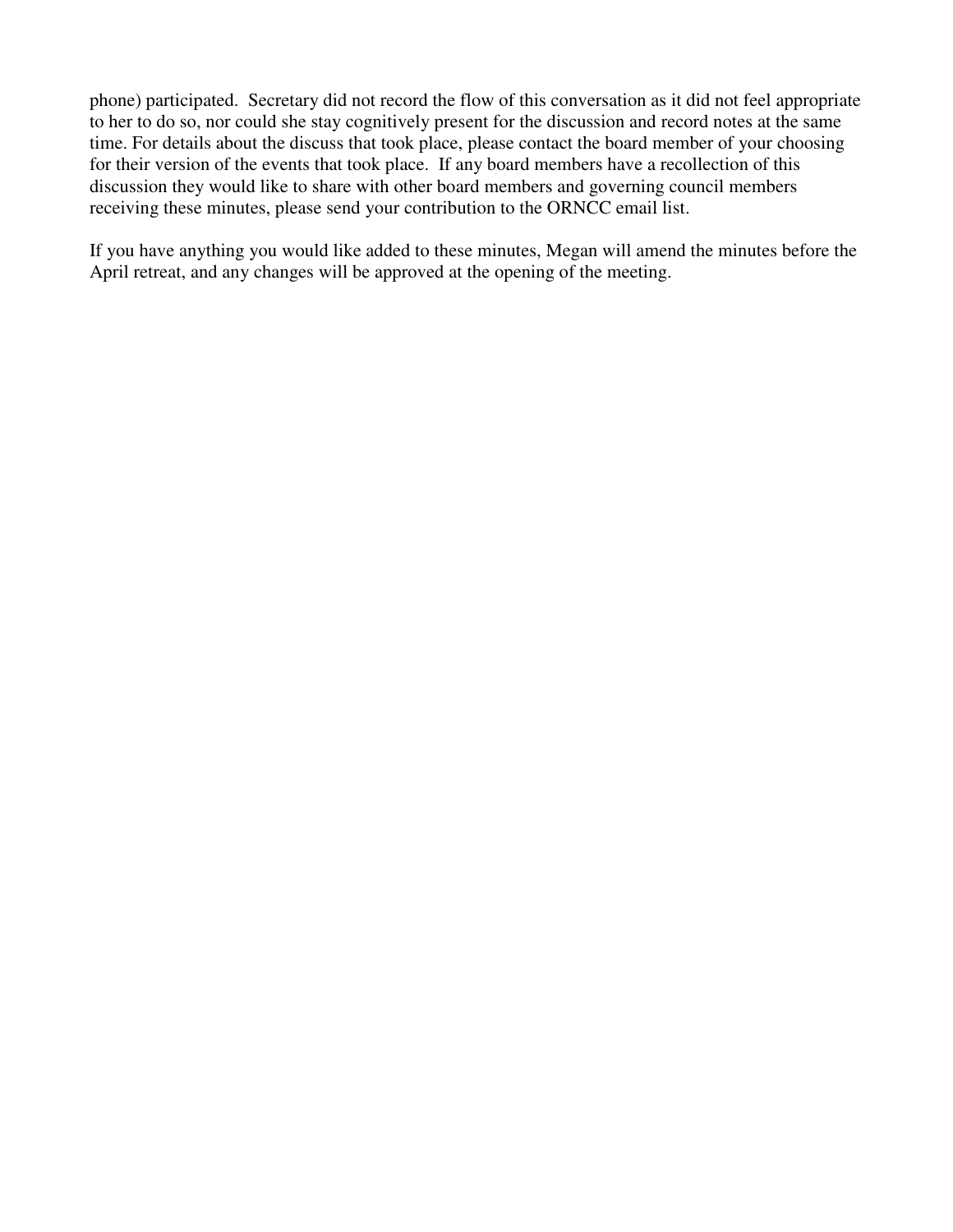phone) participated. Secretary did not record the flow of this conversation as it did not feel appropriate to her to do so, nor could she stay cognitively present for the discussion and record notes at the same time. For details about the discuss that took place, please contact the board member of your choosing for their version of the events that took place. If any board members have a recollection of this discussion they would like to share with other board members and governing council members receiving these minutes, please send your contribution to the ORNCC email list.

If you have anything you would like added to these minutes, Megan will amend the minutes before the April retreat, and any changes will be approved at the opening of the meeting.